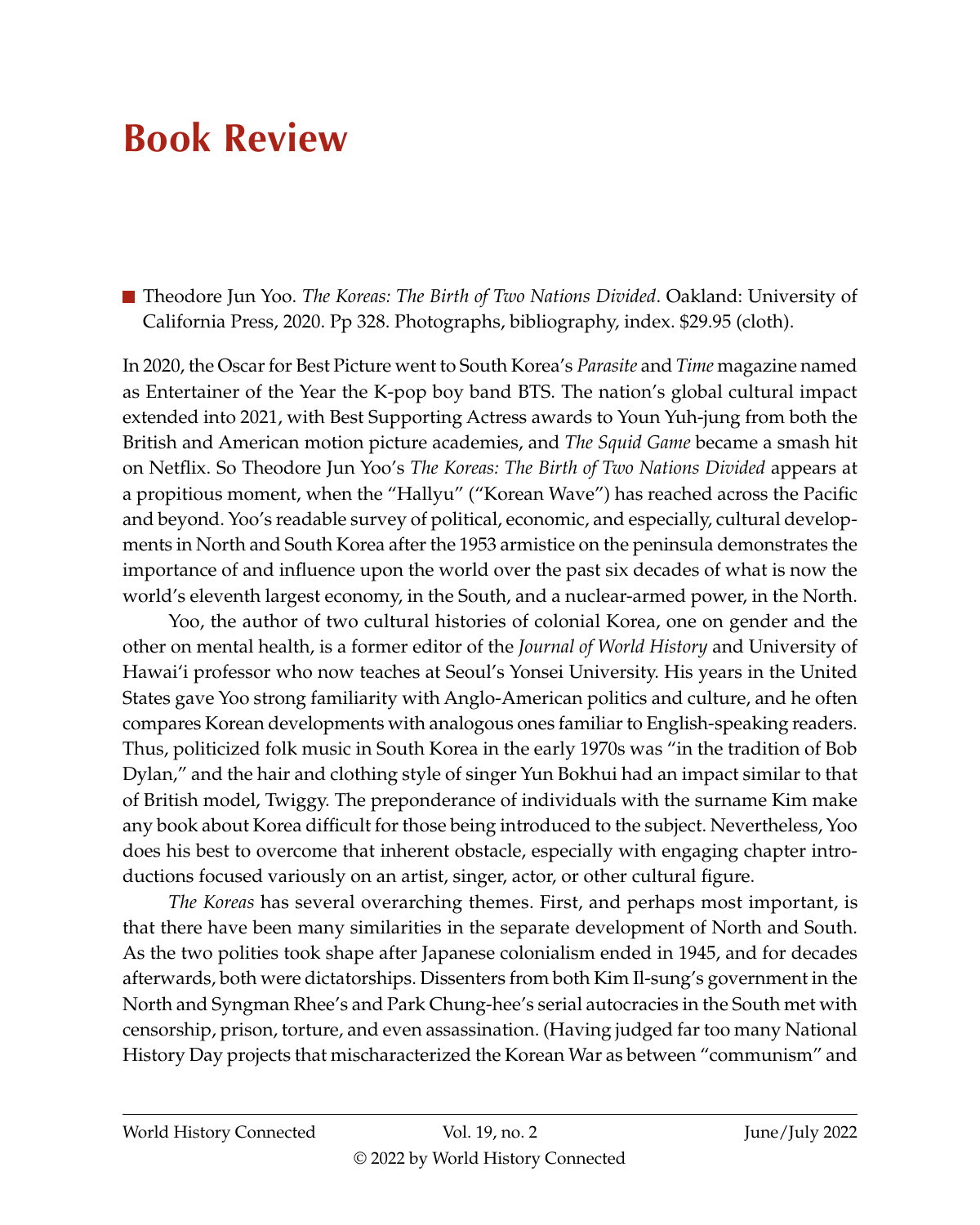# Book Review

■ Theodore Jun Yoo. *The Koreas: The Birth of Two Nations Divided*. Oakland: University of California Press, 2020. Pp 328. Photographs, bibliography, index. $29.95 (cloth).

In 2020, the Oscar for Best Picture went to South Korea's *Parasite* and *Time* magazine named as Entertainer of the Year the K-pop boy band BTS. The nation's global cultural impact extended into 2021, with Best Supporting Actress awards to Youn Yuh-jung from both the British and American motion picture academies, and *The Squid Game* became a smash hit on Netflix. So Theodore Jun Yoo's *The Koreas: The Birth of Two Nations Divided* appears at a propitious moment, when the "Hallyu" ("Korean Wave") has reached across the Pacific and beyond. Yoo's readable survey of political, economic, and especially, cultural developments in North and South Korea after the 1953 armistice on the peninsula demonstrates the importance of and influence upon the world over the past six decades of what is now the world's eleventh largest economy, in the South, and a nuclear-armed power, in the North.

Yoo, the author of two cultural histories of colonial Korea, one on gender and the other on mental health, is a former editor of the *Journal of World History* and University of Hawai'i professor who now teaches at Seoul's Yonsei University. His years in the United States gave Yoo strong familiarity with Anglo-American politics and culture, and he often compares Korean developments with analogous ones familiar to English-speaking readers. Thus, politicized folk music in South Korea in the early 1970s was "in the tradition of Bob Dylan," and the hair and clothing style of singer Yun Bokhui had an impact similar to that of British model, Twiggy. The preponderance of individuals with the surname Kim make any book about Korea difficult for those being introduced to the subject. Nevertheless, Yoo does his best to overcome that inherent obstacle, especially with engaging chapter introductions focused variously on an artist, singer, actor, or other cultural figure.

*The Koreas* has several overarching themes. First, and perhaps most important, is that there have been many similarities in the separate development of North and South. As the two polities took shape after Japanese colonialism ended in 1945, and for decades afterwards, both were dictatorships. Dissenters from both Kim Il-sung's government in the North and Syngman Rhee's and Park Chung-hee's serial autocracies in the South met with censorship, prison, torture, and even assassination. (Having judged far too many National History Day projects that mischaracterized the Korean War as between "communism" and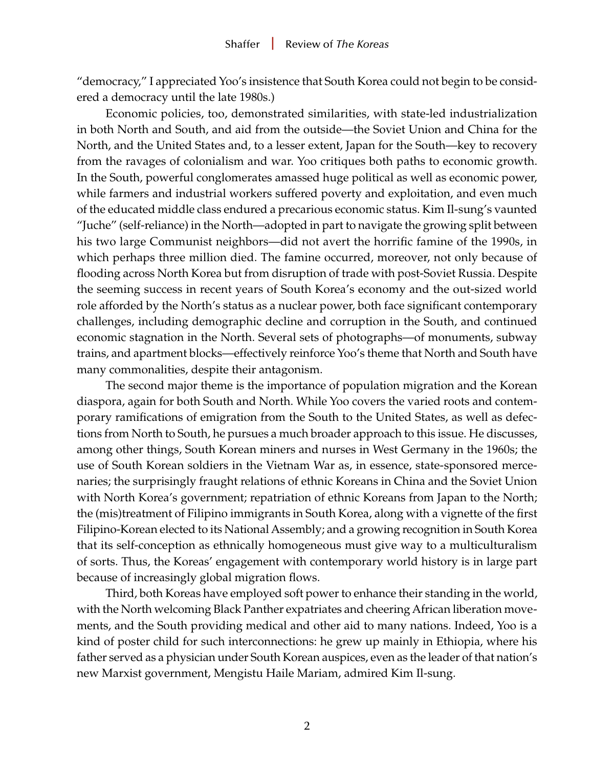"democracy," I appreciated Yoo's insistence that South Korea could not begin to be considered a democracy until the late 1980s.)

Economic policies, too, demonstrated similarities, with state-led industrialization in both North and South, and aid from the outside—the Soviet Union and China for the North, and the United States and, to a lesser extent, Japan for the South—key to recovery from the ravages of colonialism and war. Yoo critiques both paths to economic growth. In the South, powerful conglomerates amassed huge political as well as economic power, while farmers and industrial workers suffered poverty and exploitation, and even much of the educated middle class endured a precarious economic status. Kim Il-sung's vaunted "Juche" (self-reliance) in the North—adopted in part to navigate the growing split between his two large Communist neighbors—did not avert the horrific famine of the 1990s, in which perhaps three million died. The famine occurred, moreover, not only because of flooding across North Korea but from disruption of trade with post-Soviet Russia. Despite the seeming success in recent years of South Korea's economy and the out-sized world role afforded by the North's status as a nuclear power, both face significant contemporary challenges, including demographic decline and corruption in the South, and continued economic stagnation in the North. Several sets of photographs—of monuments, subway trains, and apartment blocks—effectively reinforce Yoo's theme that North and South have many commonalities, despite their antagonism.

The second major theme is the importance of population migration and the Korean diaspora, again for both South and North. While Yoo covers the varied roots and contemporary ramifications of emigration from the South to the United States, as well as defections from North to South, he pursues a much broader approach to this issue. He discusses, among other things, South Korean miners and nurses in West Germany in the 1960s; the use of South Korean soldiers in the Vietnam War as, in essence, state-sponsored mercenaries; the surprisingly fraught relations of ethnic Koreans in China and the Soviet Union with North Korea's government; repatriation of ethnic Koreans from Japan to the North; the (mis)treatment of Filipino immigrants in South Korea, along with a vignette of the first Filipino-Korean elected to its National Assembly; and a growing recognition in South Korea that its self-conception as ethnically homogeneous must give way to a multiculturalism of sorts. Thus, the Koreas' engagement with contemporary world history is in large part because of increasingly global migration flows.

Third, both Koreas have employed soft power to enhance their standing in the world, with the North welcoming Black Panther expatriates and cheering African liberation movements, and the South providing medical and other aid to many nations. Indeed, Yoo is a kind of poster child for such interconnections: he grew up mainly in Ethiopia, where his father served as a physician under South Korean auspices, even as the leader of that nation's new Marxist government, Mengistu Haile Mariam, admired Kim Il-sung.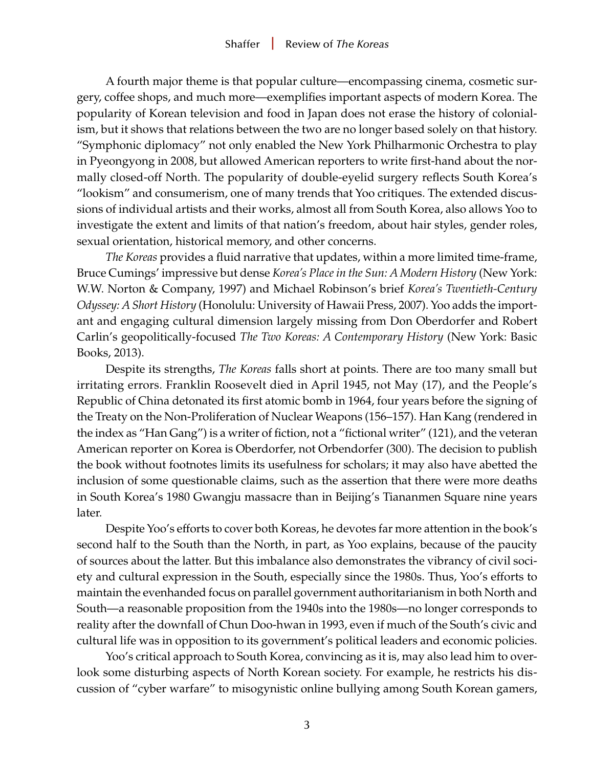A fourth major theme is that popular culture—encompassing cinema, cosmetic surgery, coffee shops, and much more—exemplifies important aspects of modern Korea. The popularity of Korean television and food in Japan does not erase the history of colonialism, but it shows that relations between the two are no longer based solely on that history. "Symphonic diplomacy" not only enabled the New York Philharmonic Orchestra to play in Pyeongyong in 2008, but allowed American reporters to write first-hand about the normally closed-off North. The popularity of double-eyelid surgery reflects South Korea's "lookism" and consumerism, one of many trends that Yoo critiques. The extended discussions of individual artists and their works, almost all from South Korea, also allows Yoo to investigate the extent and limits of that nation's freedom, about hair styles, gender roles, sexual orientation, historical memory, and other concerns.

*The Koreas* provides a fluid narrative that updates, within a more limited time-frame, Bruce Cumings' impressive but dense *Korea's Place in the Sun: A Modern History* (New York: W.W. Norton & Company, 1997) and Michael Robinson's brief *Korea's Twentieth-Century Odyssey: A Short History* (Honolulu: University of Hawaii Press, 2007). Yoo adds the important and engaging cultural dimension largely missing from Don Oberdorfer and Robert Carlin's geopolitically-focused *The Two Koreas: A Contemporary History* (New York: Basic Books, 2013).

Despite its strengths, *The Koreas* falls short at points. There are too many small but irritating errors. Franklin Roosevelt died in April 1945, not May (17), and the People's Republic of China detonated its first atomic bomb in 1964, four years before the signing of the Treaty on the Non-Proliferation of Nuclear Weapons (156–157). Han Kang (rendered in the index as "Han Gang") is a writer of fiction, not a "fictional writer" (121), and the veteran American reporter on Korea is Oberdorfer, not Orbendorfer (300). The decision to publish the book without footnotes limits its usefulness for scholars; it may also have abetted the inclusion of some questionable claims, such as the assertion that there were more deaths in South Korea's 1980 Gwangju massacre than in Beijing's Tiananmen Square nine years later.

Despite Yoo's efforts to cover both Koreas, he devotes far more attention in the book's second half to the South than the North, in part, as Yoo explains, because of the paucity of sources about the latter. But this imbalance also demonstrates the vibrancy of civil society and cultural expression in the South, especially since the 1980s. Thus, Yoo's efforts to maintain the evenhanded focus on parallel government authoritarianism in both North and South—a reasonable proposition from the 1940s into the 1980s—no longer corresponds to reality after the downfall of Chun Doo-hwan in 1993, even if much of the South's civic and cultural life was in opposition to its government's political leaders and economic policies.

Yoo's critical approach to South Korea, convincing as it is, may also lead him to overlook some disturbing aspects of North Korean society. For example, he restricts his discussion of "cyber warfare" to misogynistic online bullying among South Korean gamers,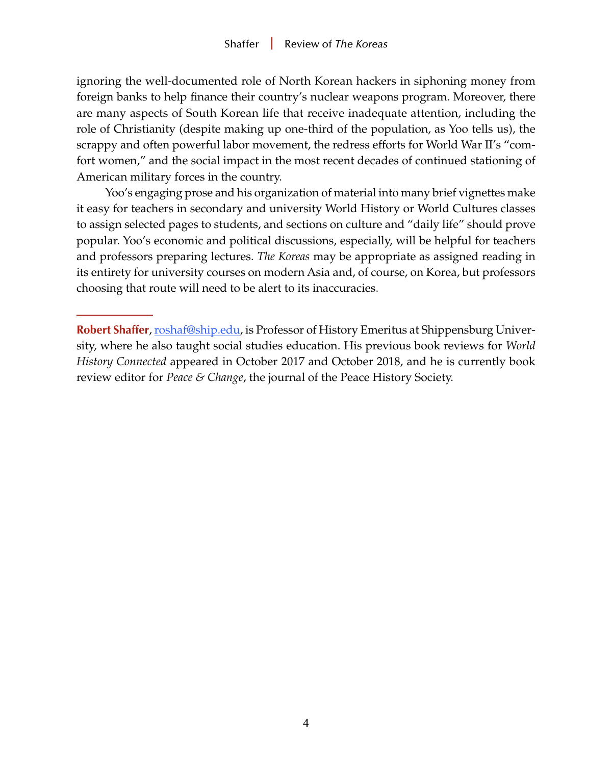ignoring the well-documented role of North Korean hackers in siphoning money from foreign banks to help finance their country's nuclear weapons program. Moreover, there are many aspects of South Korean life that receive inadequate attention, including the role of Christianity (despite making up one-third of the population, as Yoo tells us), the scrappy and often powerful labor movement, the redress efforts for World War II's "comfort women," and the social impact in the most recent decades of continued stationing of American military forces in the country.

Yoo's engaging prose and his organization of material into many brief vignettes make it easy for teachers in secondary and university World History or World Cultures classes to assign selected pages to students, and sections on culture and "daily life" should prove popular. Yoo's economic and political discussions, especially, will be helpful for teachers and professors preparing lectures. *The Koreas* may be appropriate as assigned reading in its entirety for university courses on modern Asia and, of course, on Korea, but professors choosing that route will need to be alert to its inaccuracies.

---

**Robert Shaffer**, roshaf@ship.edu, is Professor of History Emeritus at Shippensburg University, where he also taught social studies education. His previous book reviews for *World History Connected* appeared in October 2017 and October 2018, and he is currently book review editor for *Peace & Change*, the journal of the Peace History Society.